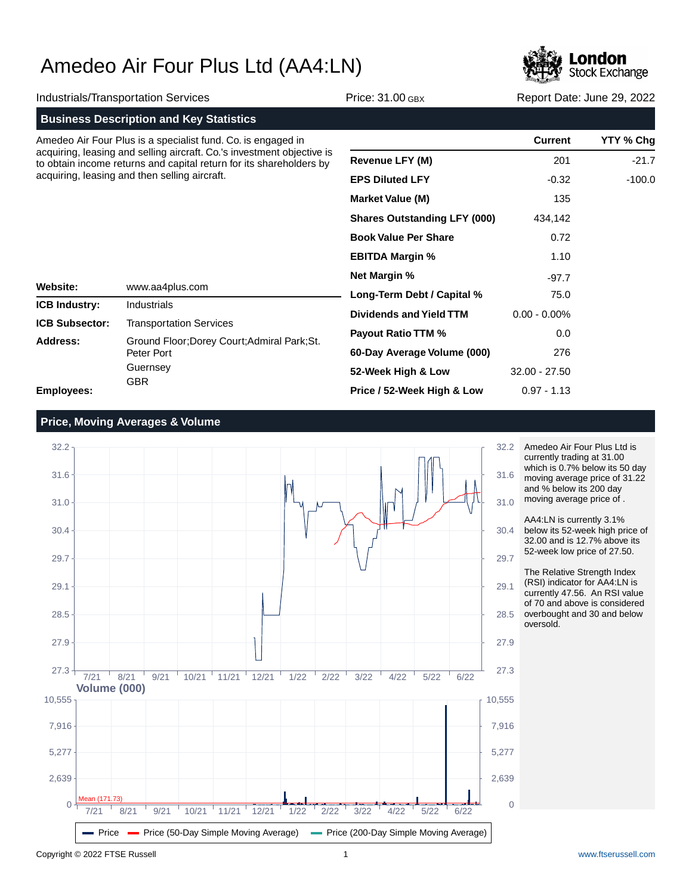# Amedeo Air Four Plus Ltd (AA4:LN)

Industrials/Transportation Services | Price: 31.00 GBX | Report Date: June 29, 2022

## Business Description and Key Statistics

Amedeo Air Four Plus is a specialist fund. Co. is engaged in acquiring, leasing and selling aircraft. Co.'s investment objective is to obtain income returns and capital return for its shareholders by acquiring, leasing and then selling aircraft.

| | |
|---|---|
| **Website:** | www.aa4plus.com |
| **ICB Industry:** | Industrials |
| **ICB Subsector:** | Transportation Services |
| **Address:** | Ground Floor;Dorey Court;Admiral Park;St. Peter Port<br>Guernsey<br>GBR |
| **Employees:** | |

| | Current | YTY % Chg |
|---|---|---|
| **Revenue LFY (M)** | 201 | -21.7 |
| **EPS Diluted LFY** | -0.32 | -100.0 |
| **Market Value (M)** | 135 | |
| **Shares Outstanding LFY (000)** | 434,142 | |
| **Book Value Per Share** | 0.72 | |
| **EBITDA Margin %** | 1.10 | |
| **Net Margin %** | -97.7 | |
| **Long-Term Debt / Capital %** | 75.0 | |
| **Dividends and Yield TTM** | 0.00 - 0.00% | |
| **Payout Ratio TTM %** | 0.0 | |
| **60-Day Average Volume (000)** | 276 | |
| **52-Week High & Low** | 32.00 - 27.50 | |
| **Price / 52-Week High & Low** | 0.97 - 1.13 | |

## Price, Moving Averages & Volume

Amedeo Air Four Plus Ltd is currently trading at 31.00 which is 0.7% below its 50 day moving average price of 31.22 and % below its 200 day moving average price of .

AA4:LN is currently 3.1% below its 52-week high price of 32.00 and is 12.7% above its 52-week low price of 27.50.

The Relative Strength Index (RSI) indicator for AA4:LN is currently 47.56. An RSI value of 70 and above is considered overbought and 30 and below oversold.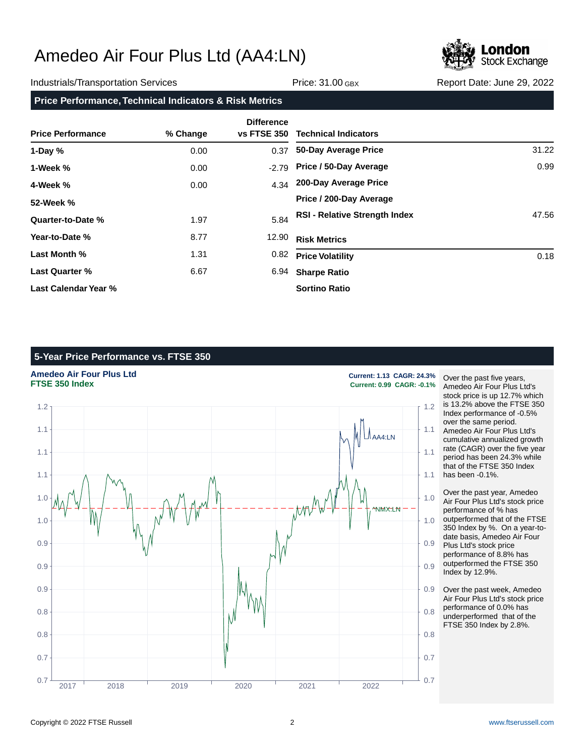# Amedeo Air Four Plus Ltd (AA4:LN)

Industrials/Transportation Services | Price: 31.00 GBX | Report Date: June 29, 2022

## Price Performance, Technical Indicators & Risk Metrics

| Price Performance | % Change | Difference vs FTSE 350 |
|---|---|---|
| 1-Day % | 0.00 | 0.37 |
| 1-Week % | 0.00 | -2.79 |
| 4-Week % | 0.00 | 4.34 |
| 52-Week % | | |
| Quarter-to-Date % | 1.97 | 5.84 |
| Year-to-Date % | 8.77 | 12.90 |
| Last Month % | 1.31 | 0.82 |
| Last Quarter % | 6.67 | 6.94 |
| Last Calendar Year % | | |

| Technical Indicators | |
|---|---|
| 50-Day Average Price | 31.22 |
| Price / 50-Day Average | 0.99 |
| 200-Day Average Price | |
| Price / 200-Day Average | |
| RSI - Relative Strength Index | 47.56 |

| Risk Metrics | |
|---|---|
| Price Volatility | 0.18 |
| Sharpe Ratio | |
| Sortino Ratio | |

## 5-Year Price Performance vs. FTSE 350

**Amedeo Air Four Plus Ltd** — Current: 1.13 CAGR: 24.3%
**FTSE 350 Index** — Current: 0.99 CAGR: -0.1%

Over the past five years, Amedeo Air Four Plus Ltd's stock price is up 12.7% which is 13.2% above the FTSE 350 Index performance of -0.5% over the same period. Amedeo Air Four Plus Ltd's cumulative annualized growth rate (CAGR) over the five year period has been 24.3% while that of the FTSE 350 Index has been -0.1%.

Over the past year, Amedeo Air Four Plus Ltd's stock price performance of % has outperformed that of the FTSE 350 Index by %. On a year-to-date basis, Amedeo Air Four Plus Ltd's stock price performance of 8.8% has outperformed the FTSE 350 Index by 12.9%.

Over the past week, Amedeo Air Four Plus Ltd's stock price performance of 0.0% has underperformed that of the FTSE 350 Index by 2.8%.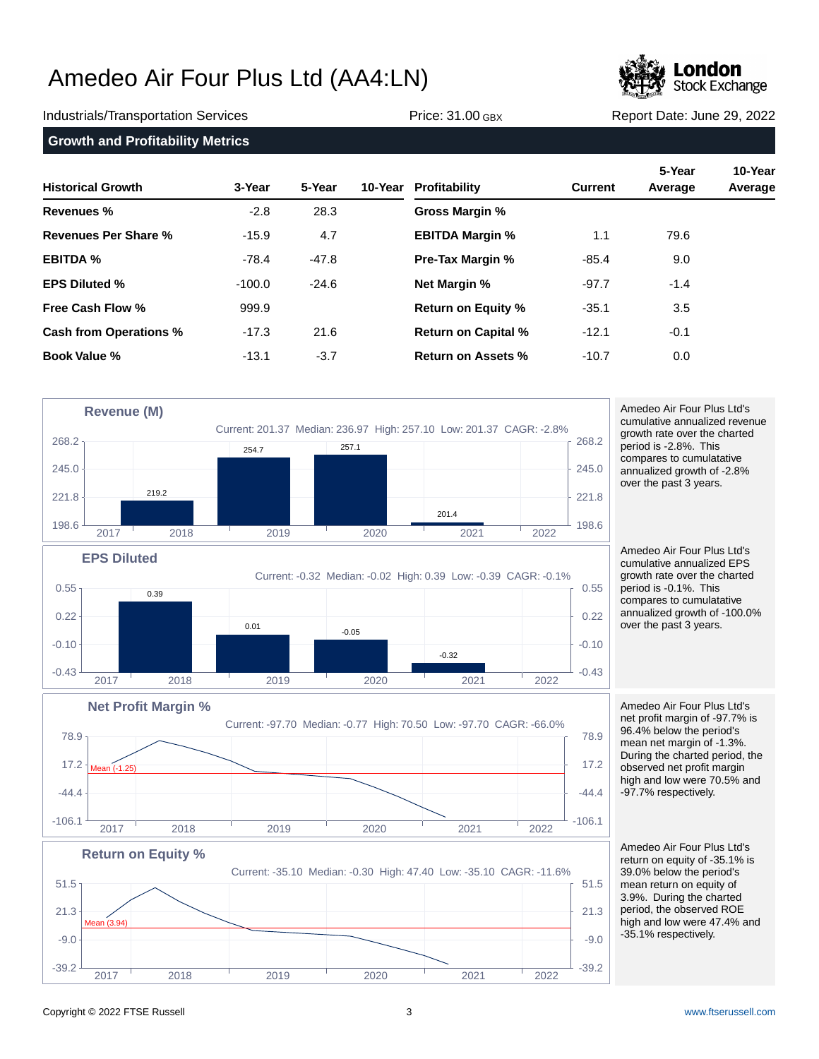# Amedeo Air Four Plus Ltd (AA4:LN)

Industrials/Transportation Services | Price: 31.00 GBX | Report Date: June 29, 2022

## Growth and Profitability Metrics

| Historical Growth | 3-Year | 5-Year | 10-Year |
|---|---|---|---|
| Revenues % | -2.8 | 28.3 | |
| Revenues Per Share % | -15.9 | 4.7 | |
| EBITDA % | -78.4 | -47.8 | |
| EPS Diluted % | -100.0 | -24.6 | |
| Free Cash Flow % | 999.9 | | |
| Cash from Operations % | -17.3 | 21.6 | |
| Book Value % | -13.1 | -3.7 | |

| Profitability | Current | 5-Year Average | 10-Year Average |
|---|---|---|---|
| Gross Margin % | | | |
| EBITDA Margin % | 1.1 | 79.6 | |
| Pre-Tax Margin % | -85.4 | 9.0 | |
| Net Margin % | -97.7 | -1.4 | |
| Return on Equity % | -35.1 | 3.5 | |
| Return on Capital % | -12.1 | -0.1 | |
| Return on Assets % | -10.7 | 0.0 | |

### Revenue (M)

Current: 201.37 Median: 236.97 High: 257.10 Low: 201.37 CAGR: -2.8%

| 2018 | 2019 | 2020 | 2021 |
|---|---|---|---|
| 219.2 | 254.7 | 257.1 | 201.4 |

Amedeo Air Four Plus Ltd's cumulative annualized revenue growth rate over the charted period is -2.8%. This compares to cumulative annualized growth of -2.8% over the past 3 years.

### EPS Diluted

Current: -0.32 Median: -0.02 High: 0.39 Low: -0.39 CAGR: -0.1%

| 2018 | 2019 | 2020 | 2021 |
|---|---|---|---|
| 0.39 | 0.01 | -0.05 | -0.32 |

Amedeo Air Four Plus Ltd's cumulative annualized EPS growth rate over the charted period is -0.1%. This compares to cumulative annualized growth of -100.0% over the past 3 years.

### Net Profit Margin %

Current: -97.70 Median: -0.77 High: 70.50 Low: -97.70 CAGR: -66.0%

Mean (-1.25)

Amedeo Air Four Plus Ltd's net profit margin of -97.7% is 96.4% below the period's mean net margin of -1.3%. During the charted period, the observed net profit margin high and low were 70.5% and -97.7% respectively.

### Return on Equity %

Current: -35.10 Median: -0.30 High: 47.40 Low: -35.10 CAGR: -11.6%

Mean (3.94)

Amedeo Air Four Plus Ltd's return on equity of -35.1% is 39.0% below the period's mean return on equity of 3.9%. During the charted period, the observed ROE high and low were 47.4% and -35.1% respectively.

Copyright © 2022 FTSE Russell

www.ftserussell.com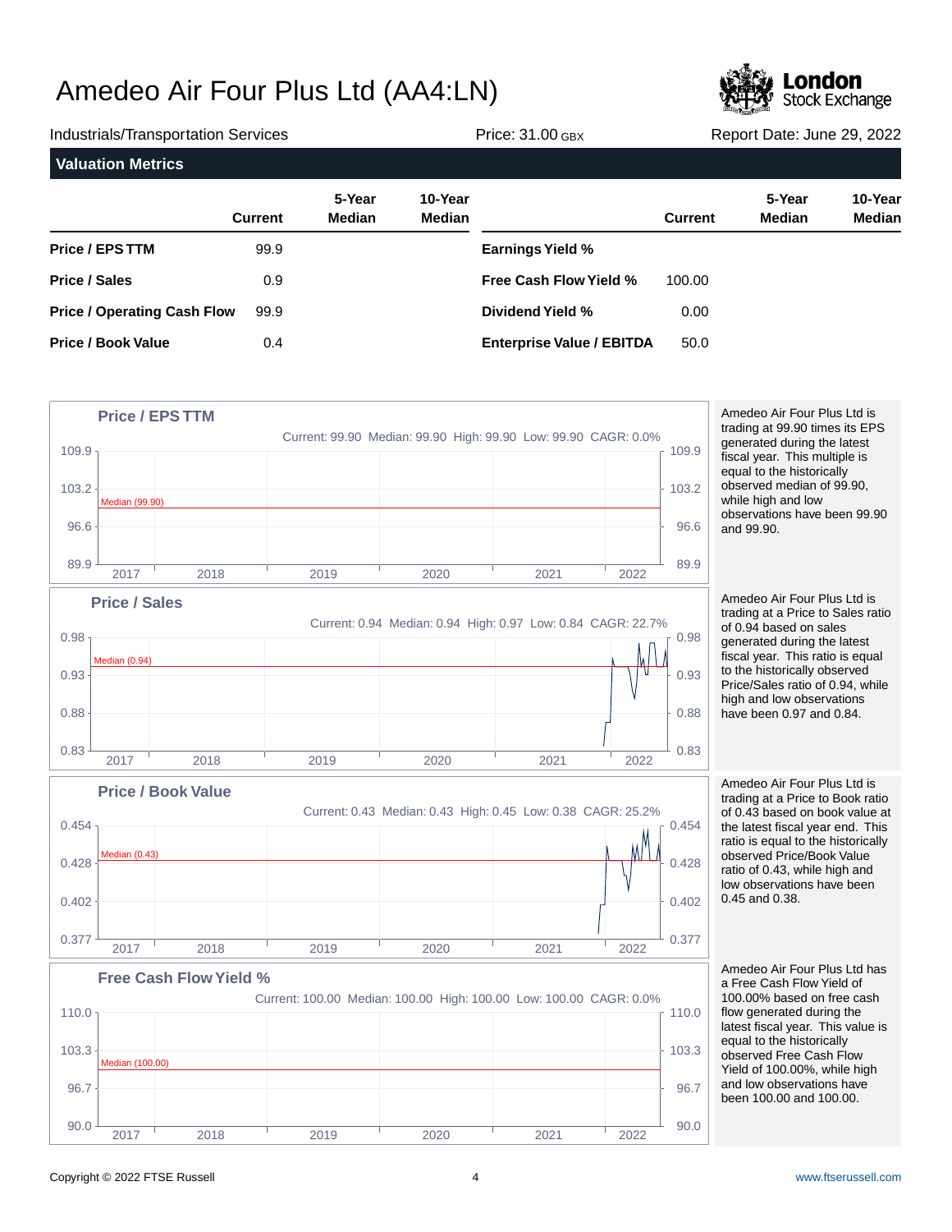# Amedeo Air Four Plus Ltd (AA4:LN)

Industrials/Transportation Services | Price: 31.00 GBX | Report Date: June 29, 2022

## Valuation Metrics

| | Current | 5-Year Median | 10-Year Median |
|---|---|---|---|
| **Price / EPS TTM** | 99.9 | | |
| **Price / Sales** | 0.9 | | |
| **Price / Operating Cash Flow** | 99.9 | | |
| **Price / Book Value** | 0.4 | | |

| | Current | 5-Year Median | 10-Year Median |
|---|---|---|---|
| **Earnings Yield %** | | | |
| **Free Cash Flow Yield %** | 100.00 | | |
| **Dividend Yield %** | 0.00 | | |
| **Enterprise Value / EBITDA** | 50.0 | | |

### Price / EPS TTM

Current: 99.90 Median: 99.90 High: 99.90 Low: 99.90 CAGR: 0.0%

Amedeo Air Four Plus Ltd is trading at 99.90 times its EPS generated during the latest fiscal year. This multiple is equal to the historically observed median of 99.90, while high and low observations have been 99.90 and 99.90.

### Price / Sales

Current: 0.94 Median: 0.94 High: 0.97 Low: 0.84 CAGR: 22.7%

Amedeo Air Four Plus Ltd is trading at a Price to Sales ratio of 0.94 based on sales generated during the latest fiscal year. This ratio is equal to the historically observed Price/Sales ratio of 0.94, while high and low observations have been 0.97 and 0.84.

### Price / Book Value

Current: 0.43 Median: 0.43 High: 0.45 Low: 0.38 CAGR: 25.2%

Amedeo Air Four Plus Ltd is trading at a Price to Book ratio of 0.43 based on book value at the latest fiscal year end. This ratio is equal to the historically observed Price/Book Value ratio of 0.43, while high and low observations have been 0.45 and 0.38.

### Free Cash Flow Yield %

Current: 100.00 Median: 100.00 High: 100.00 Low: 100.00 CAGR: 0.0%

Amedeo Air Four Plus Ltd has a Free Cash Flow Yield of 100.00% based on free cash flow generated during the latest fiscal year. This value is equal to the historically observed Free Cash Flow Yield of 100.00%, while high and low observations have been 100.00 and 100.00.

Copyright © 2022 FTSE Russell

www.ftserussell.com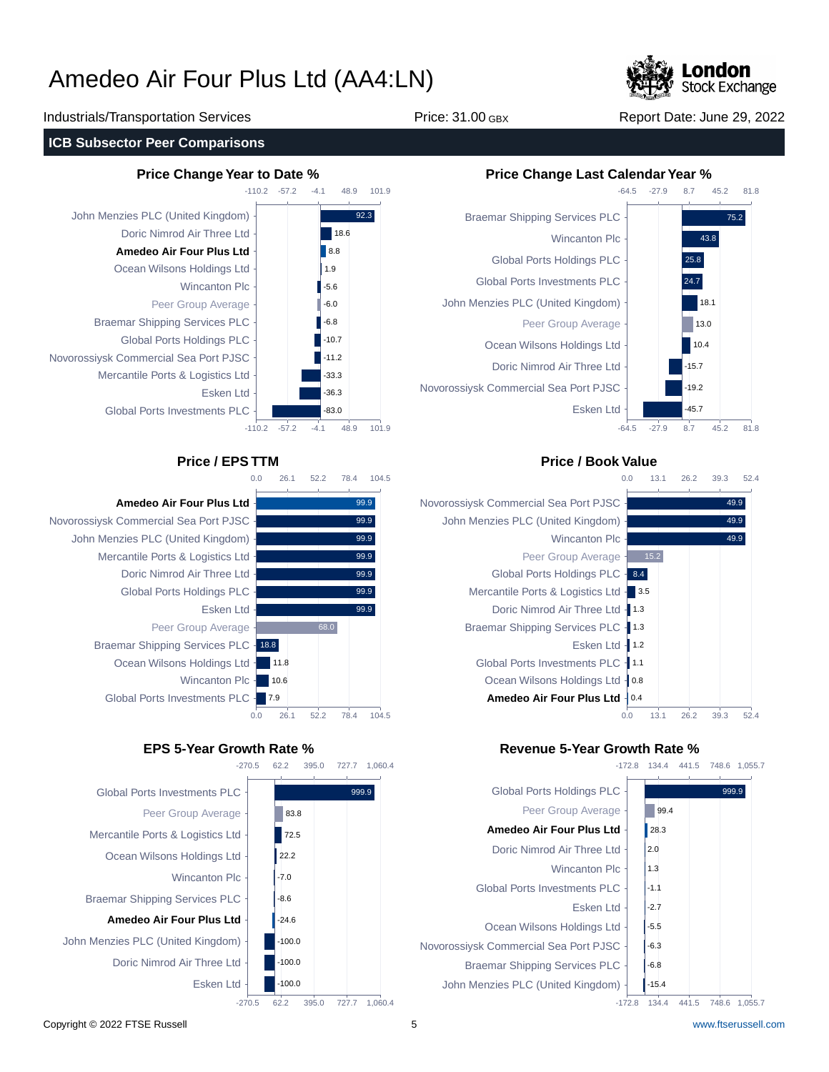# Amedeo Air Four Plus Ltd (AA4:LN)

Industrials/Transportation Services | Price: 31.00 GBX | Report Date: June 29, 2022

## ICB Subsector Peer Comparisons

### Price Change Year to Date %

| Company | Value |
|---|---|
| John Menzies PLC (United Kingdom) | 92.3 |
| Doric Nimrod Air Three Ltd | 18.6 |
| **Amedeo Air Four Plus Ltd** | 8.8 |
| Ocean Wilsons Holdings Ltd | 1.9 |
| Wincanton Plc | -5.6 |
| Peer Group Average | -6.0 |
| Braemar Shipping Services PLC | -6.8 |
| Global Ports Holdings PLC | -10.7 |
| Novorossiysk Commercial Sea Port PJSC | -11.2 |
| Mercantile Ports & Logistics Ltd | -33.3 |
| Esken Ltd | -36.3 |
| Global Ports Investments PLC | -83.0 |

### Price Change Last Calendar Year %

| Company | Value |
|---|---|
| Braemar Shipping Services PLC | 75.2 |
| Wincanton Plc | 43.8 |
| Global Ports Holdings PLC | 25.8 |
| Global Ports Investments PLC | 24.7 |
| John Menzies PLC (United Kingdom) | 18.1 |
| Peer Group Average | 13.0 |
| Ocean Wilsons Holdings Ltd | 10.4 |
| Doric Nimrod Air Three Ltd | -15.7 |
| Novorossiysk Commercial Sea Port PJSC | -19.2 |
| Esken Ltd | -45.7 |

### Price / EPS TTM

| Company | Value |
|---|---|
| **Amedeo Air Four Plus Ltd** | 99.9 |
| Novorossiysk Commercial Sea Port PJSC | 99.9 |
| John Menzies PLC (United Kingdom) | 99.9 |
| Mercantile Ports & Logistics Ltd | 99.9 |
| Doric Nimrod Air Three Ltd | 99.9 |
| Global Ports Holdings PLC | 99.9 |
| Esken Ltd | 99.9 |
| Peer Group Average | 68.0 |
| Braemar Shipping Services PLC | 18.8 |
| Ocean Wilsons Holdings Ltd | 11.8 |
| Wincanton Plc | 10.6 |
| Global Ports Investments PLC | 7.9 |

### Price / Book Value

| Company | Value |
|---|---|
| Novorossiysk Commercial Sea Port PJSC | 49.9 |
| John Menzies PLC (United Kingdom) | 49.9 |
| Wincanton Plc | 49.9 |
| Peer Group Average | 15.2 |
| Global Ports Holdings PLC | 8.4 |
| Mercantile Ports & Logistics Ltd | 3.5 |
| Doric Nimrod Air Three Ltd | 1.3 |
| Braemar Shipping Services PLC | 1.3 |
| Esken Ltd | 1.2 |
| Global Ports Investments PLC | 1.1 |
| Ocean Wilsons Holdings Ltd | 0.8 |
| **Amedeo Air Four Plus Ltd** | 0.4 |

### EPS 5-Year Growth Rate %

| Company | Value |
|---|---|
| Global Ports Investments PLC | 999.9 |
| Peer Group Average | 83.8 |
| Mercantile Ports & Logistics Ltd | 72.5 |
| Ocean Wilsons Holdings Ltd | 22.2 |
| Wincanton Plc | -7.0 |
| Braemar Shipping Services PLC | -8.6 |
| **Amedeo Air Four Plus Ltd** | -24.6 |
| John Menzies PLC (United Kingdom) | -100.0 |
| Doric Nimrod Air Three Ltd | -100.0 |
| Esken Ltd | -100.0 |

### Revenue 5-Year Growth Rate %

| Company | Value |
|---|---|
| Global Ports Holdings PLC | 999.9 |
| Peer Group Average | 99.4 |
| **Amedeo Air Four Plus Ltd** | 28.3 |
| Doric Nimrod Air Three Ltd | 2.0 |
| Wincanton Plc | 1.3 |
| Global Ports Investments PLC | -1.1 |
| Esken Ltd | -2.7 |
| Ocean Wilsons Holdings Ltd | -5.5 |
| Novorossiysk Commercial Sea Port PJSC | -6.3 |
| Braemar Shipping Services PLC | -6.8 |
| John Menzies PLC (United Kingdom) | -15.4 |

Copyright © 2022 FTSE Russell | www.ftserussell.com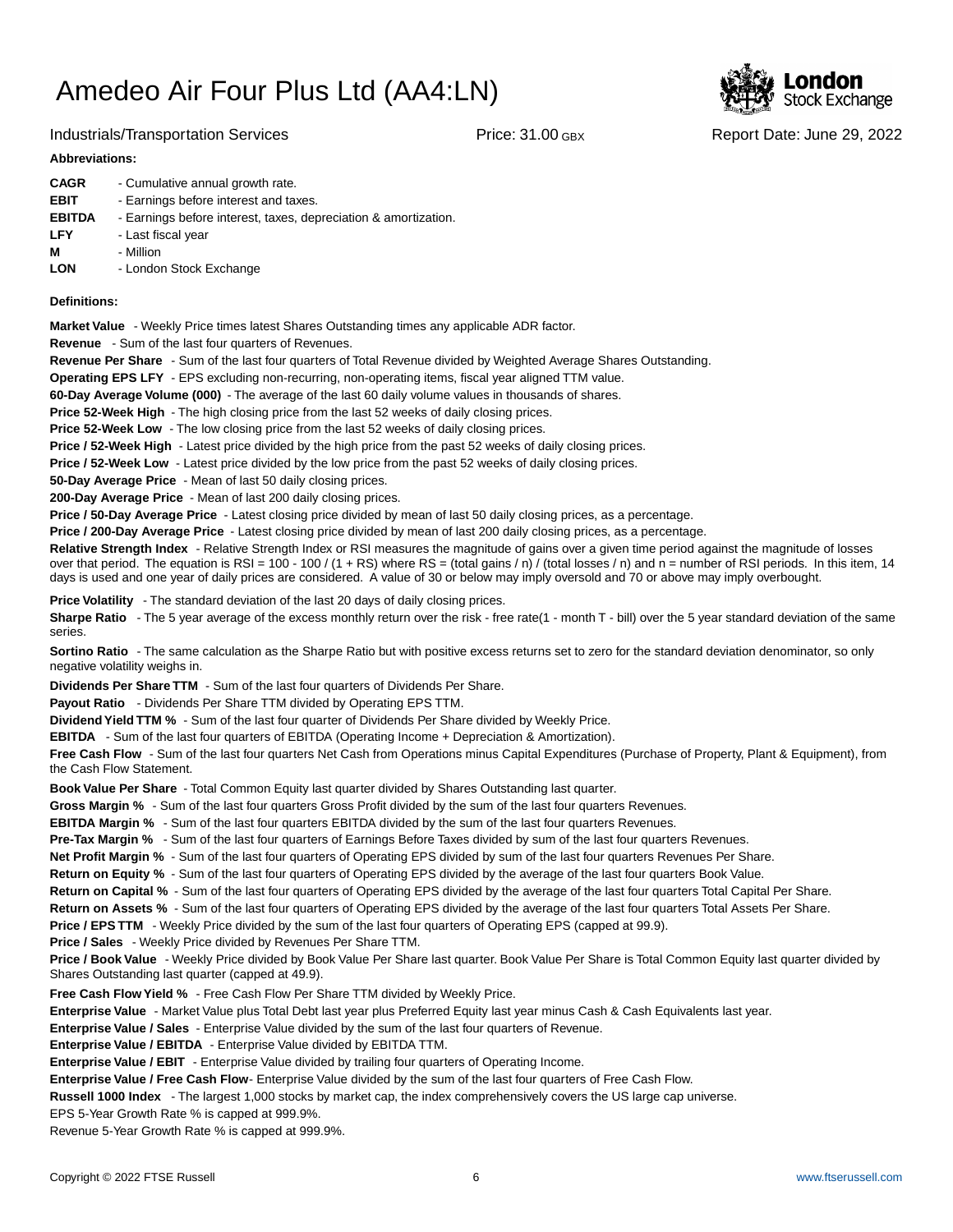# Amedeo Air Four Plus Ltd (AA4:LN)

Industrials/Transportation Services | Price: 31.00 GBX | Report Date: June 29, 2022

**Abbreviations:**

**CAGR** - Cumulative annual growth rate.
**EBIT** - Earnings before interest and taxes.
**EBITDA** - Earnings before interest, taxes, depreciation & amortization.
**LFY** - Last fiscal year
**M** - Million
**LON** - London Stock Exchange

**Definitions:**

**Market Value** - Weekly Price times latest Shares Outstanding times any applicable ADR factor.

**Revenue** - Sum of the last four quarters of Revenues.

**Revenue Per Share** - Sum of the last four quarters of Total Revenue divided by Weighted Average Shares Outstanding.

**Operating EPS LFY** - EPS excluding non-recurring, non-operating items, fiscal year aligned TTM value.

**60-Day Average Volume (000)** - The average of the last 60 daily volume values in thousands of shares.

**Price 52-Week High** - The high closing price from the last 52 weeks of daily closing prices.

**Price 52-Week Low** - The low closing price from the last 52 weeks of daily closing prices.

**Price / 52-Week High** - Latest price divided by the high price from the past 52 weeks of daily closing prices.

**Price / 52-Week Low** - Latest price divided by the low price from the past 52 weeks of daily closing prices.

**50-Day Average Price** - Mean of last 50 daily closing prices.

**200-Day Average Price** - Mean of last 200 daily closing prices.

**Price / 50-Day Average Price** - Latest closing price divided by mean of last 50 daily closing prices, as a percentage.

**Price / 200-Day Average Price** - Latest closing price divided by mean of last 200 daily closing prices, as a percentage.

**Relative Strength Index** - Relative Strength Index or RSI measures the magnitude of gains over a given time period against the magnitude of losses over that period. The equation is RSI = 100 - 100 / (1 + RS) where RS = (total gains / n) / (total losses / n) and n = number of RSI periods. In this item, 14 days is used and one year of daily prices are considered. A value of 30 or below may imply oversold and 70 or above may imply overbought.

**Price Volatility** - The standard deviation of the last 20 days of daily closing prices.

**Sharpe Ratio** - The 5 year average of the excess monthly return over the risk - free rate(1 - month T - bill) over the 5 year standard deviation of the same series.

**Sortino Ratio** - The same calculation as the Sharpe Ratio but with positive excess returns set to zero for the standard deviation denominator, so only negative volatility weighs in.

**Dividends Per Share TTM** - Sum of the last four quarters of Dividends Per Share.

**Payout Ratio** - Dividends Per Share TTM divided by Operating EPS TTM.

**Dividend Yield TTM %** - Sum of the last four quarter of Dividends Per Share divided by Weekly Price.

**EBITDA** - Sum of the last four quarters of EBITDA (Operating Income + Depreciation & Amortization).

**Free Cash Flow** - Sum of the last four quarters Net Cash from Operations minus Capital Expenditures (Purchase of Property, Plant & Equipment), from the Cash Flow Statement.

**Book Value Per Share** - Total Common Equity last quarter divided by Shares Outstanding last quarter.

**Gross Margin %** - Sum of the last four quarters Gross Profit divided by the sum of the last four quarters Revenues.

**EBITDA Margin %** - Sum of the last four quarters EBITDA divided by the sum of the last four quarters Revenues.

**Pre-Tax Margin %** - Sum of the last four quarters of Earnings Before Taxes divided by sum of the last four quarters Revenues.

**Net Profit Margin %** - Sum of the last four quarters of Operating EPS divided by sum of the last four quarters Revenues Per Share.

**Return on Equity %** - Sum of the last four quarters of Operating EPS divided by the average of the last four quarters Book Value.

**Return on Capital %** - Sum of the last four quarters of Operating EPS divided by the average of the last four quarters Total Capital Per Share.

**Return on Assets %** - Sum of the last four quarters of Operating EPS divided by the average of the last four quarters Total Assets Per Share.

**Price / EPS TTM** - Weekly Price divided by the sum of the last four quarters of Operating EPS (capped at 99.9).

**Price / Sales** - Weekly Price divided by Revenues Per Share TTM.

**Price / Book Value** - Weekly Price divided by Book Value Per Share last quarter. Book Value Per Share is Total Common Equity last quarter divided by Shares Outstanding last quarter (capped at 49.9).

**Free Cash Flow Yield %** - Free Cash Flow Per Share TTM divided by Weekly Price.

**Enterprise Value** - Market Value plus Total Debt last year plus Preferred Equity last year minus Cash & Cash Equivalents last year.

**Enterprise Value / Sales** - Enterprise Value divided by the sum of the last four quarters of Revenue.

**Enterprise Value / EBITDA** - Enterprise Value divided by EBITDA TTM.

**Enterprise Value / EBIT** - Enterprise Value divided by trailing four quarters of Operating Income.

**Enterprise Value / Free Cash Flow**- Enterprise Value divided by the sum of the last four quarters of Free Cash Flow.

**Russell 1000 Index** - The largest 1,000 stocks by market cap, the index comprehensively covers the US large cap universe.

EPS 5-Year Growth Rate % is capped at 999.9%.

Revenue 5-Year Growth Rate % is capped at 999.9%.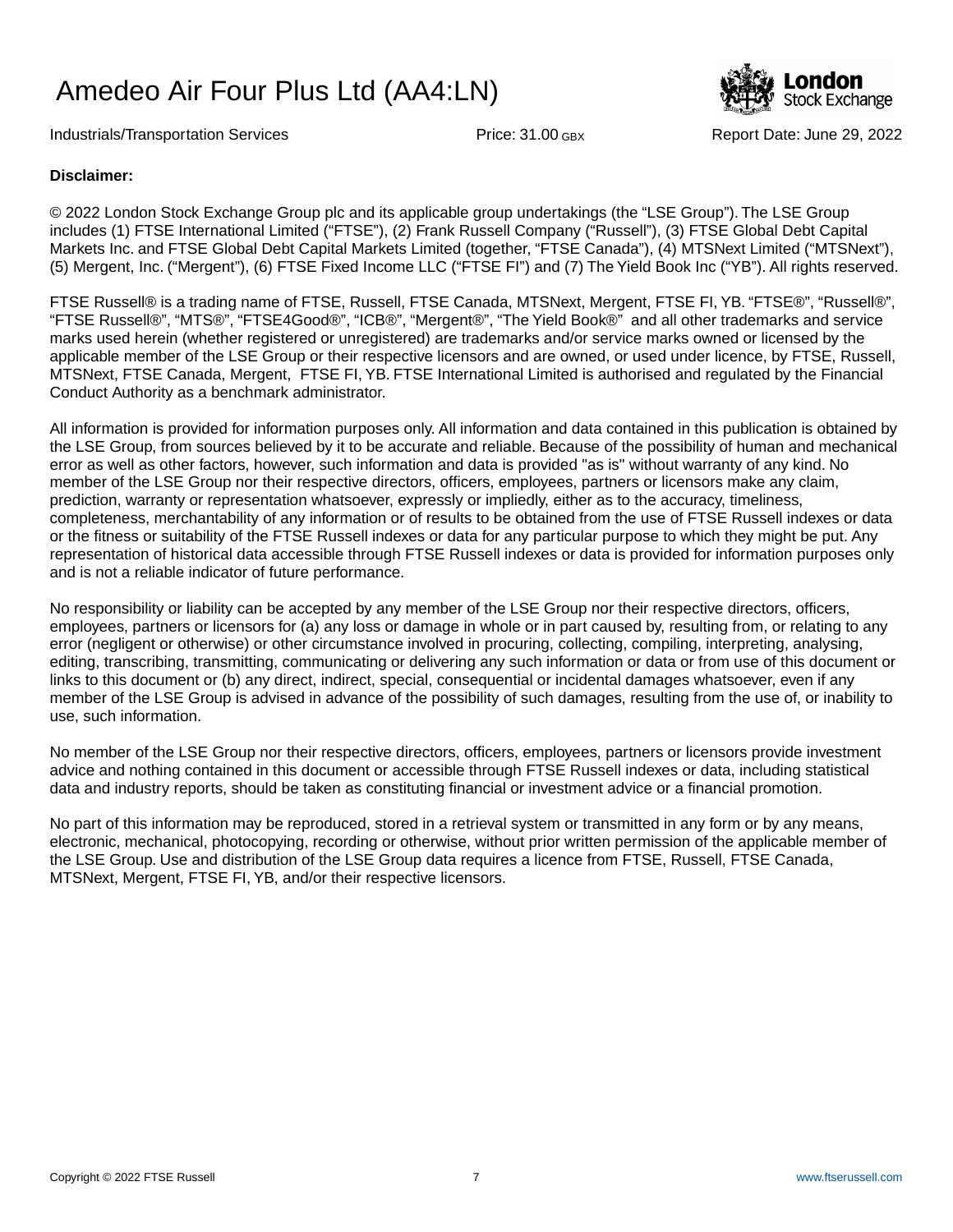# Amedeo Air Four Plus Ltd (AA4:LN)

Industrials/Transportation Services | Price: 31.00 GBX | Report Date: June 29, 2022

**Disclaimer:**

© 2022 London Stock Exchange Group plc and its applicable group undertakings (the "LSE Group"). The LSE Group includes (1) FTSE International Limited ("FTSE"), (2) Frank Russell Company ("Russell"), (3) FTSE Global Debt Capital Markets Inc. and FTSE Global Debt Capital Markets Limited (together, "FTSE Canada"), (4) MTSNext Limited ("MTSNext"), (5) Mergent, Inc. ("Mergent"), (6) FTSE Fixed Income LLC ("FTSE FI") and (7) The Yield Book Inc ("YB"). All rights reserved.

FTSE Russell® is a trading name of FTSE, Russell, FTSE Canada, MTSNext, Mergent, FTSE FI, YB. "FTSE®", "Russell®", "FTSE Russell®", "MTS®", "FTSE4Good®", "ICB®", "Mergent®", "The Yield Book®" and all other trademarks and service marks used herein (whether registered or unregistered) are trademarks and/or service marks owned or licensed by the applicable member of the LSE Group or their respective licensors and are owned, or used under licence, by FTSE, Russell, MTSNext, FTSE Canada, Mergent, FTSE FI, YB. FTSE International Limited is authorised and regulated by the Financial Conduct Authority as a benchmark administrator.

All information is provided for information purposes only. All information and data contained in this publication is obtained by the LSE Group, from sources believed by it to be accurate and reliable. Because of the possibility of human and mechanical error as well as other factors, however, such information and data is provided "as is" without warranty of any kind. No member of the LSE Group nor their respective directors, officers, employees, partners or licensors make any claim, prediction, warranty or representation whatsoever, expressly or impliedly, either as to the accuracy, timeliness, completeness, merchantability of any information or of results to be obtained from the use of FTSE Russell indexes or data or the fitness or suitability of the FTSE Russell indexes or data for any particular purpose to which they might be put. Any representation of historical data accessible through FTSE Russell indexes or data is provided for information purposes only and is not a reliable indicator of future performance.

No responsibility or liability can be accepted by any member of the LSE Group nor their respective directors, officers, employees, partners or licensors for (a) any loss or damage in whole or in part caused by, resulting from, or relating to any error (negligent or otherwise) or other circumstance involved in procuring, collecting, compiling, interpreting, analysing, editing, transcribing, transmitting, communicating or delivering any such information or data or from use of this document or links to this document or (b) any direct, indirect, special, consequential or incidental damages whatsoever, even if any member of the LSE Group is advised in advance of the possibility of such damages, resulting from the use of, or inability to use, such information.

No member of the LSE Group nor their respective directors, officers, employees, partners or licensors provide investment advice and nothing contained in this document or accessible through FTSE Russell indexes or data, including statistical data and industry reports, should be taken as constituting financial or investment advice or a financial promotion.

No part of this information may be reproduced, stored in a retrieval system or transmitted in any form or by any means, electronic, mechanical, photocopying, recording or otherwise, without prior written permission of the applicable member of the LSE Group. Use and distribution of the LSE Group data requires a licence from FTSE, Russell, FTSE Canada, MTSNext, Mergent, FTSE FI, YB, and/or their respective licensors.